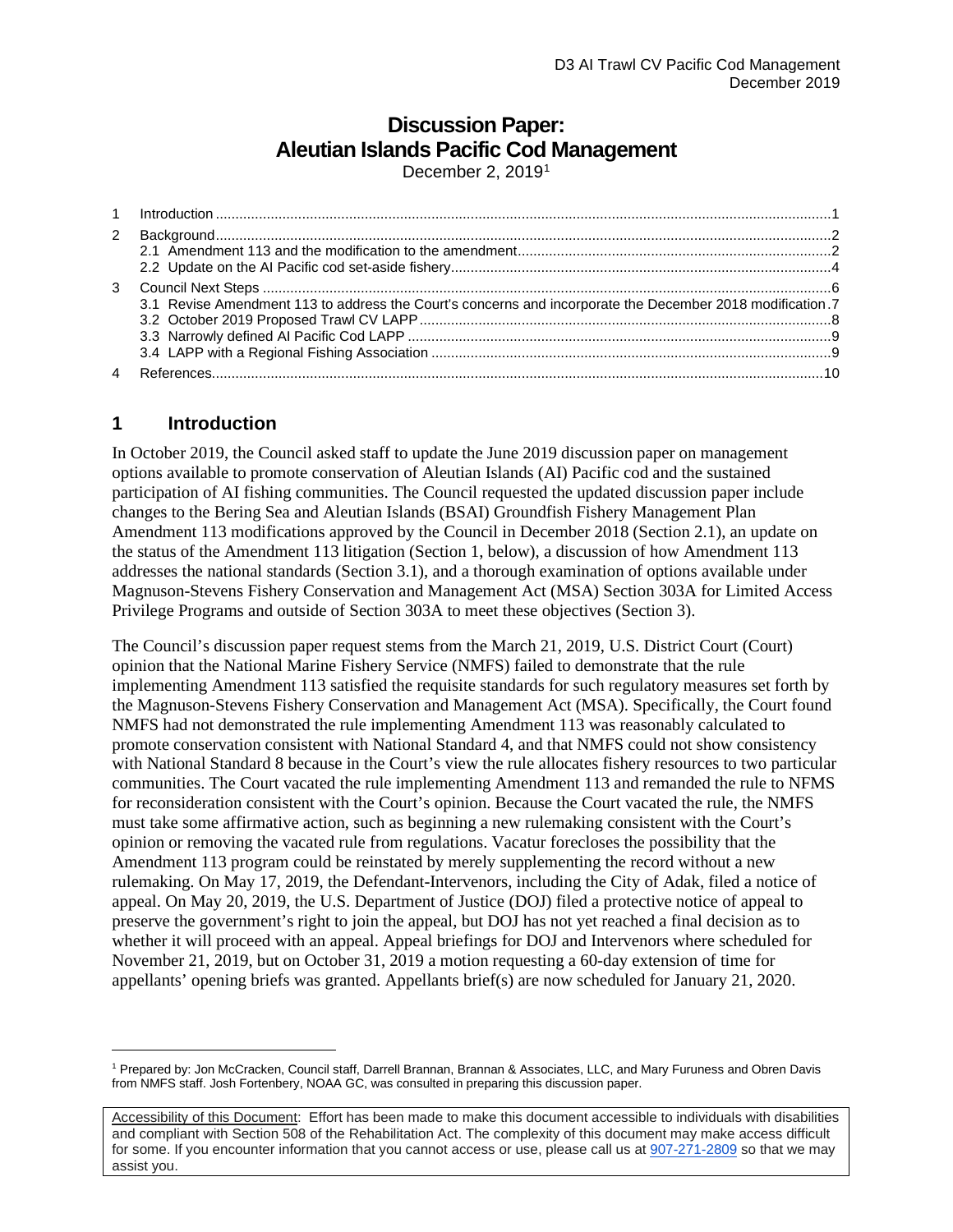# Discussion Paper: Aleutian Islands Pacific Cod Management

December 2, 2019[1]

| | | |
|---|---|---|
| 1 | Introduction | 1 |
| 2 | Background | 2 |
| | 2.1 Amendment 113 and the modification to the amendment | 2 |
| | 2.2 Update on the AI Pacific cod set-aside fishery | 4 |
| 3 | Council Next Steps | 6 |
| | 3.1 Revise Amendment 113 to address the Court's concerns and incorporate the December 2018 modification | 7 |
| | 3.2 October 2019 Proposed Trawl CV LAPP | 8 |
| | 3.3 Narrowly defined AI Pacific Cod LAPP | 9 |
| | 3.4 LAPP with a Regional Fishing Association | 9 |
| 4 | References | 10 |

## 1 Introduction

In October 2019, the Council asked staff to update the June 2019 discussion paper on management options available to promote conservation of Aleutian Islands (AI) Pacific cod and the sustained participation of AI fishing communities. The Council requested the updated discussion paper include changes to the Bering Sea and Aleutian Islands (BSAI) Groundfish Fishery Management Plan Amendment 113 modifications approved by the Council in December 2018 (Section 2.1), an update on the status of the Amendment 113 litigation (Section 1, below), a discussion of how Amendment 113 addresses the national standards (Section 3.1), and a thorough examination of options available under Magnuson-Stevens Fishery Conservation and Management Act (MSA) Section 303A for Limited Access Privilege Programs and outside of Section 303A to meet these objectives (Section 3).

The Council's discussion paper request stems from the March 21, 2019, U.S. District Court (Court) opinion that the National Marine Fishery Service (NMFS) failed to demonstrate that the rule implementing Amendment 113 satisfied the requisite standards for such regulatory measures set forth by the Magnuson-Stevens Fishery Conservation and Management Act (MSA). Specifically, the Court found NMFS had not demonstrated the rule implementing Amendment 113 was reasonably calculated to promote conservation consistent with National Standard 4, and that NMFS could not show consistency with National Standard 8 because in the Court's view the rule allocates fishery resources to two particular communities. The Court vacated the rule implementing Amendment 113 and remanded the rule to NFMS for reconsideration consistent with the Court's opinion. Because the Court vacated the rule, the NMFS must take some affirmative action, such as beginning a new rulemaking consistent with the Court's opinion or removing the vacated rule from regulations. Vacatur forecloses the possibility that the Amendment 113 program could be reinstated by merely supplementing the record without a new rulemaking. On May 17, 2019, the Defendant-Intervenors, including the City of Adak, filed a notice of appeal. On May 20, 2019, the U.S. Department of Justice (DOJ) filed a protective notice of appeal to preserve the government's right to join the appeal, but DOJ has not yet reached a final decision as to whether it will proceed with an appeal. Appeal briefings for DOJ and Intervenors where scheduled for November 21, 2019, but on October 31, 2019 a motion requesting a 60-day extension of time for appellants' opening briefs was granted. Appellants brief(s) are now scheduled for January 21, 2020.

[1] Prepared by: Jon McCracken, Council staff, Darrell Brannan, Brannan & Associates, LLC, and Mary Furuness and Obren Davis from NMFS staff. Josh Fortenbery, NOAA GC, was consulted in preparing this discussion paper.

Accessibility of this Document: Effort has been made to make this document accessible to individuals with disabilities and compliant with Section 508 of the Rehabilitation Act. The complexity of this document may make access difficult for some. If you encounter information that you cannot access or use, please call us at 907-271-2809 so that we may assist you.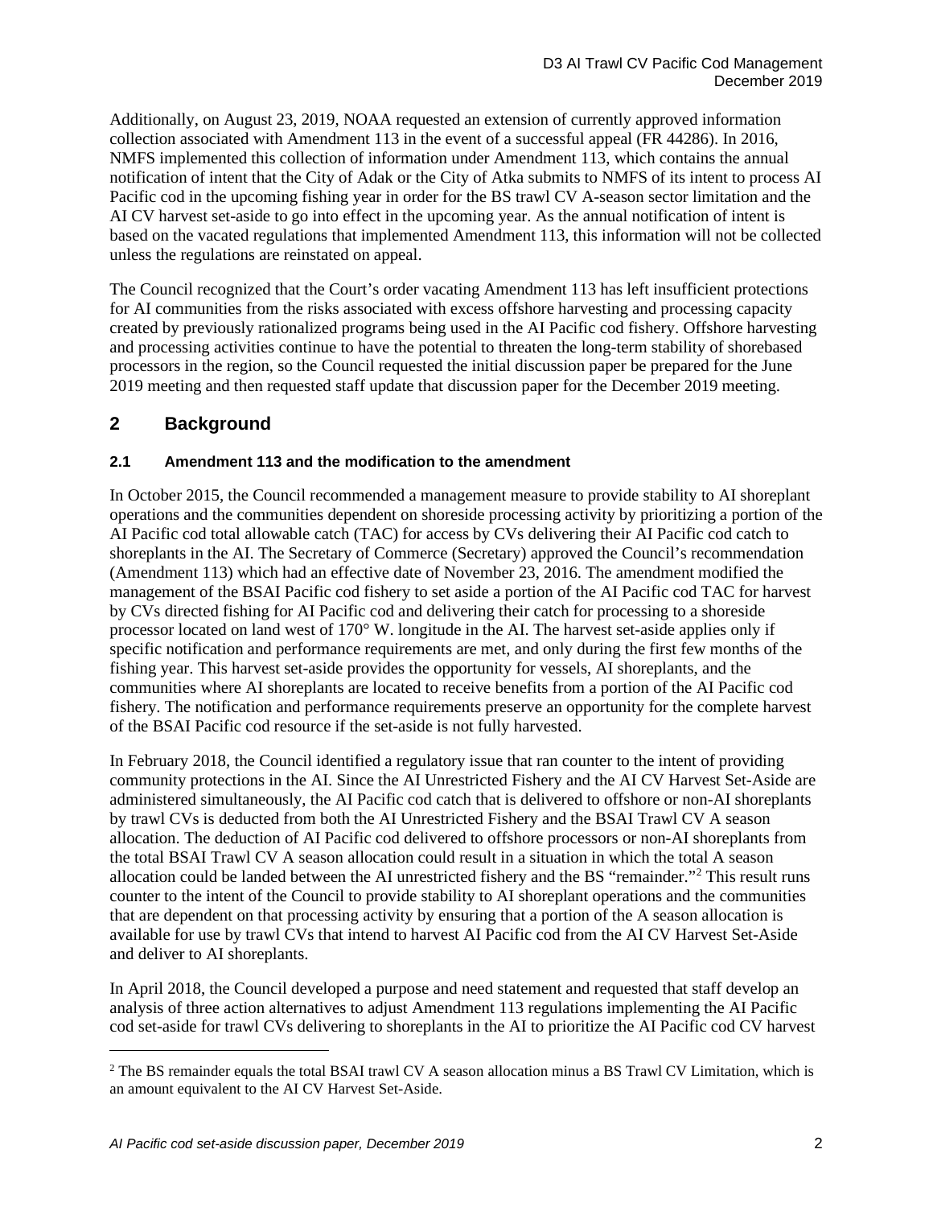Additionally, on August 23, 2019, NOAA requested an extension of currently approved information collection associated with Amendment 113 in the event of a successful appeal (FR 44286). In 2016, NMFS implemented this collection of information under Amendment 113, which contains the annual notification of intent that the City of Adak or the City of Atka submits to NMFS of its intent to process AI Pacific cod in the upcoming fishing year in order for the BS trawl CV A-season sector limitation and the AI CV harvest set-aside to go into effect in the upcoming year. As the annual notification of intent is based on the vacated regulations that implemented Amendment 113, this information will not be collected unless the regulations are reinstated on appeal.

The Council recognized that the Court's order vacating Amendment 113 has left insufficient protections for AI communities from the risks associated with excess offshore harvesting and processing capacity created by previously rationalized programs being used in the AI Pacific cod fishery. Offshore harvesting and processing activities continue to have the potential to threaten the long-term stability of shorebased processors in the region, so the Council requested the initial discussion paper be prepared for the June 2019 meeting and then requested staff update that discussion paper for the December 2019 meeting.

## 2 Background

### 2.1 Amendment 113 and the modification to the amendment

In October 2015, the Council recommended a management measure to provide stability to AI shoreplant operations and the communities dependent on shoreside processing activity by prioritizing a portion of the AI Pacific cod total allowable catch (TAC) for access by CVs delivering their AI Pacific cod catch to shoreplants in the AI. The Secretary of Commerce (Secretary) approved the Council's recommendation (Amendment 113) which had an effective date of November 23, 2016. The amendment modified the management of the BSAI Pacific cod fishery to set aside a portion of the AI Pacific cod TAC for harvest by CVs directed fishing for AI Pacific cod and delivering their catch for processing to a shoreside processor located on land west of 170° W. longitude in the AI. The harvest set-aside applies only if specific notification and performance requirements are met, and only during the first few months of the fishing year. This harvest set-aside provides the opportunity for vessels, AI shoreplants, and the communities where AI shoreplants are located to receive benefits from a portion of the AI Pacific cod fishery. The notification and performance requirements preserve an opportunity for the complete harvest of the BSAI Pacific cod resource if the set-aside is not fully harvested.

In February 2018, the Council identified a regulatory issue that ran counter to the intent of providing community protections in the AI. Since the AI Unrestricted Fishery and the AI CV Harvest Set-Aside are administered simultaneously, the AI Pacific cod catch that is delivered to offshore or non-AI shoreplants by trawl CVs is deducted from both the AI Unrestricted Fishery and the BSAI Trawl CV A season allocation. The deduction of AI Pacific cod delivered to offshore processors or non-AI shoreplants from the total BSAI Trawl CV A season allocation could result in a situation in which the total A season allocation could be landed between the AI unrestricted fishery and the BS "remainder."[2] This result runs counter to the intent of the Council to provide stability to AI shoreplant operations and the communities that are dependent on that processing activity by ensuring that a portion of the A season allocation is available for use by trawl CVs that intend to harvest AI Pacific cod from the AI CV Harvest Set-Aside and deliver to AI shoreplants.

In April 2018, the Council developed a purpose and need statement and requested that staff develop an analysis of three action alternatives to adjust Amendment 113 regulations implementing the AI Pacific cod set-aside for trawl CVs delivering to shoreplants in the AI to prioritize the AI Pacific cod CV harvest

[2] The BS remainder equals the total BSAI trawl CV A season allocation minus a BS Trawl CV Limitation, which is an amount equivalent to the AI CV Harvest Set-Aside.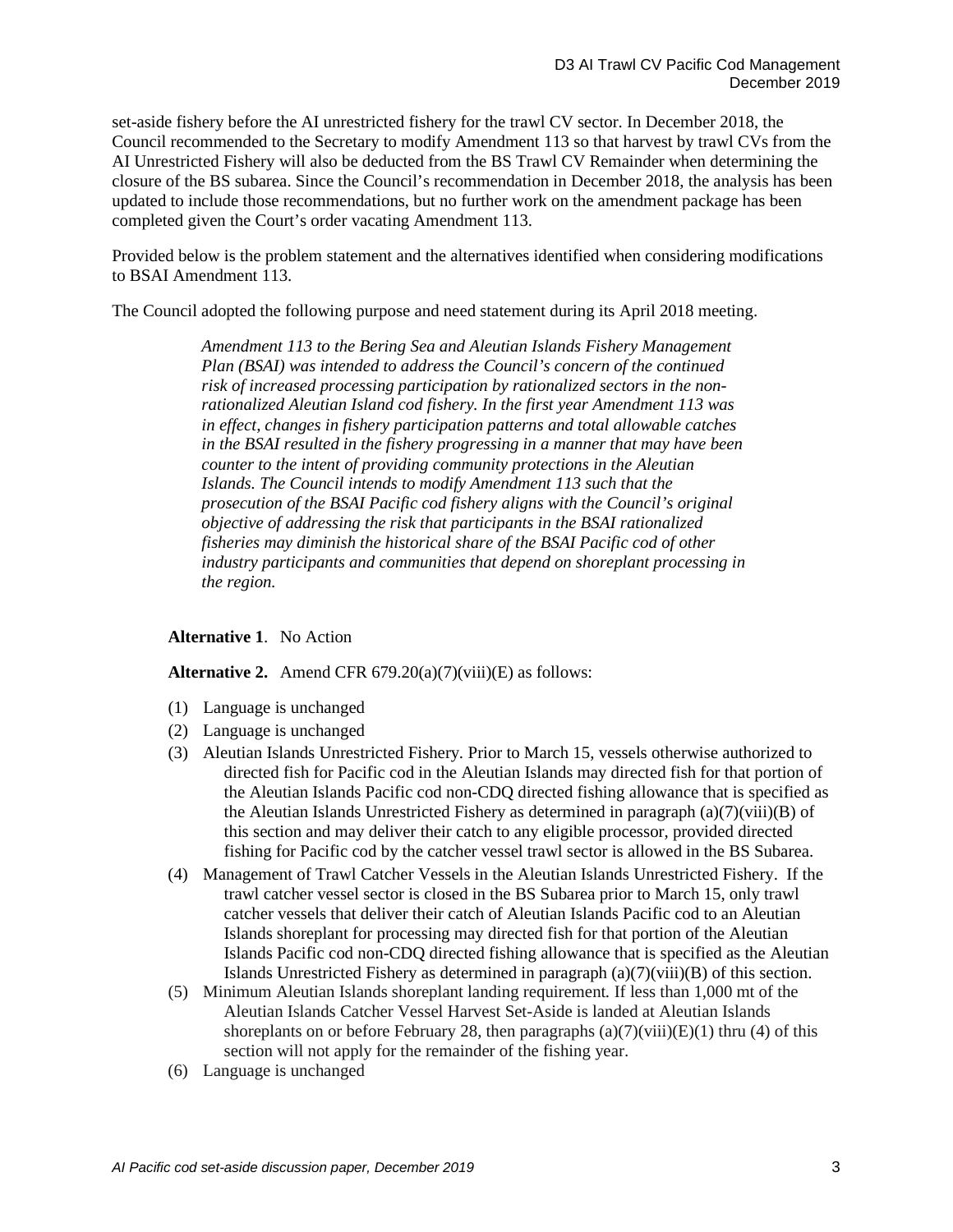set-aside fishery before the AI unrestricted fishery for the trawl CV sector. In December 2018, the Council recommended to the Secretary to modify Amendment 113 so that harvest by trawl CVs from the AI Unrestricted Fishery will also be deducted from the BS Trawl CV Remainder when determining the closure of the BS subarea. Since the Council's recommendation in December 2018, the analysis has been updated to include those recommendations, but no further work on the amendment package has been completed given the Court's order vacating Amendment 113.

Provided below is the problem statement and the alternatives identified when considering modifications to BSAI Amendment 113.

The Council adopted the following purpose and need statement during its April 2018 meeting.

> *Amendment 113 to the Bering Sea and Aleutian Islands Fishery Management Plan (BSAI) was intended to address the Council's concern of the continued risk of increased processing participation by rationalized sectors in the non-rationalized Aleutian Island cod fishery. In the first year Amendment 113 was in effect, changes in fishery participation patterns and total allowable catches in the BSAI resulted in the fishery progressing in a manner that may have been counter to the intent of providing community protections in the Aleutian Islands. The Council intends to modify Amendment 113 such that the prosecution of the BSAI Pacific cod fishery aligns with the Council's original objective of addressing the risk that participants in the BSAI rationalized fisheries may diminish the historical share of the BSAI Pacific cod of other industry participants and communities that depend on shoreplant processing in the region.*

**Alternative 1**. No Action

**Alternative 2.** Amend CFR 679.20(a)(7)(viii)(E) as follows:

(1) Language is unchanged

(2) Language is unchanged

(3) Aleutian Islands Unrestricted Fishery. Prior to March 15, vessels otherwise authorized to directed fish for Pacific cod in the Aleutian Islands may directed fish for that portion of the Aleutian Islands Pacific cod non-CDQ directed fishing allowance that is specified as the Aleutian Islands Unrestricted Fishery as determined in paragraph (a)(7)(viii)(B) of this section and may deliver their catch to any eligible processor, provided directed fishing for Pacific cod by the catcher vessel trawl sector is allowed in the BS Subarea.

(4) Management of Trawl Catcher Vessels in the Aleutian Islands Unrestricted Fishery. If the trawl catcher vessel sector is closed in the BS Subarea prior to March 15, only trawl catcher vessels that deliver their catch of Aleutian Islands Pacific cod to an Aleutian Islands shoreplant for processing may directed fish for that portion of the Aleutian Islands Pacific cod non-CDQ directed fishing allowance that is specified as the Aleutian Islands Unrestricted Fishery as determined in paragraph (a)(7)(viii)(B) of this section.

(5) Minimum Aleutian Islands shoreplant landing requirement. If less than 1,000 mt of the Aleutian Islands Catcher Vessel Harvest Set-Aside is landed at Aleutian Islands shoreplants on or before February 28, then paragraphs (a)(7)(viii)(E)(1) thru (4) of this section will not apply for the remainder of the fishing year.

(6) Language is unchanged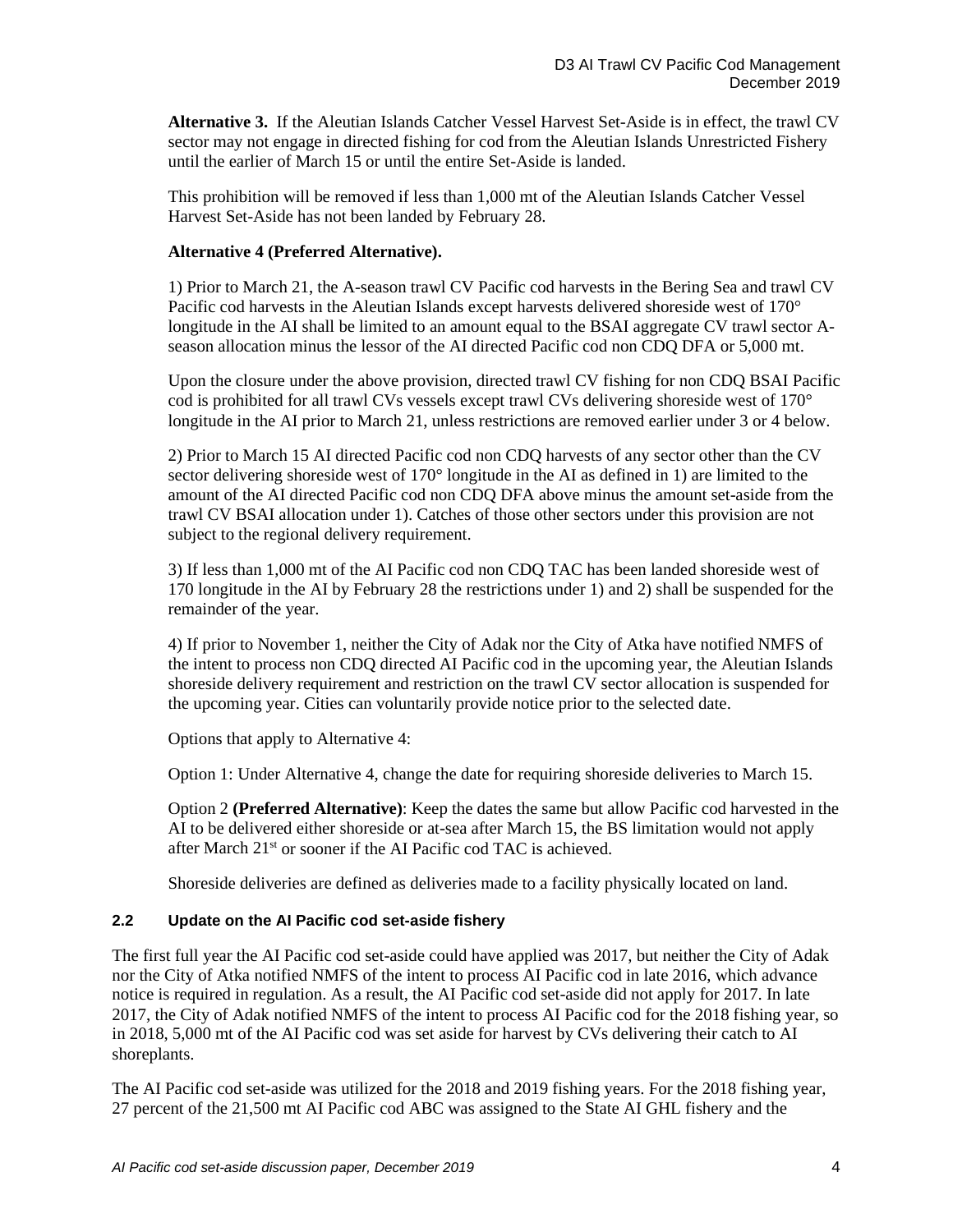**Alternative 3.** If the Aleutian Islands Catcher Vessel Harvest Set-Aside is in effect, the trawl CV sector may not engage in directed fishing for cod from the Aleutian Islands Unrestricted Fishery until the earlier of March 15 or until the entire Set-Aside is landed.

This prohibition will be removed if less than 1,000 mt of the Aleutian Islands Catcher Vessel Harvest Set-Aside has not been landed by February 28.

**Alternative 4 (Preferred Alternative).**

1) Prior to March 21, the A-season trawl CV Pacific cod harvests in the Bering Sea and trawl CV Pacific cod harvests in the Aleutian Islands except harvests delivered shoreside west of 170° longitude in the AI shall be limited to an amount equal to the BSAI aggregate CV trawl sector A-season allocation minus the lessor of the AI directed Pacific cod non CDQ DFA or 5,000 mt.

Upon the closure under the above provision, directed trawl CV fishing for non CDQ BSAI Pacific cod is prohibited for all trawl CVs vessels except trawl CVs delivering shoreside west of 170° longitude in the AI prior to March 21, unless restrictions are removed earlier under 3 or 4 below.

2) Prior to March 15 AI directed Pacific cod non CDQ harvests of any sector other than the CV sector delivering shoreside west of 170° longitude in the AI as defined in 1) are limited to the amount of the AI directed Pacific cod non CDQ DFA above minus the amount set-aside from the trawl CV BSAI allocation under 1). Catches of those other sectors under this provision are not subject to the regional delivery requirement.

3) If less than 1,000 mt of the AI Pacific cod non CDQ TAC has been landed shoreside west of 170 longitude in the AI by February 28 the restrictions under 1) and 2) shall be suspended for the remainder of the year.

4) If prior to November 1, neither the City of Adak nor the City of Atka have notified NMFS of the intent to process non CDQ directed AI Pacific cod in the upcoming year, the Aleutian Islands shoreside delivery requirement and restriction on the trawl CV sector allocation is suspended for the upcoming year. Cities can voluntarily provide notice prior to the selected date.

Options that apply to Alternative 4:

Option 1: Under Alternative 4, change the date for requiring shoreside deliveries to March 15.

Option 2 **(Preferred Alternative)**: Keep the dates the same but allow Pacific cod harvested in the AI to be delivered either shoreside or at-sea after March 15, the BS limitation would not apply after March 21st or sooner if the AI Pacific cod TAC is achieved.

Shoreside deliveries are defined as deliveries made to a facility physically located on land.

### 2.2 Update on the AI Pacific cod set-aside fishery

The first full year the AI Pacific cod set-aside could have applied was 2017, but neither the City of Adak nor the City of Atka notified NMFS of the intent to process AI Pacific cod in late 2016, which advance notice is required in regulation. As a result, the AI Pacific cod set-aside did not apply for 2017. In late 2017, the City of Adak notified NMFS of the intent to process AI Pacific cod for the 2018 fishing year, so in 2018, 5,000 mt of the AI Pacific cod was set aside for harvest by CVs delivering their catch to AI shoreplants.

The AI Pacific cod set-aside was utilized for the 2018 and 2019 fishing years. For the 2018 fishing year, 27 percent of the 21,500 mt AI Pacific cod ABC was assigned to the State AI GHL fishery and the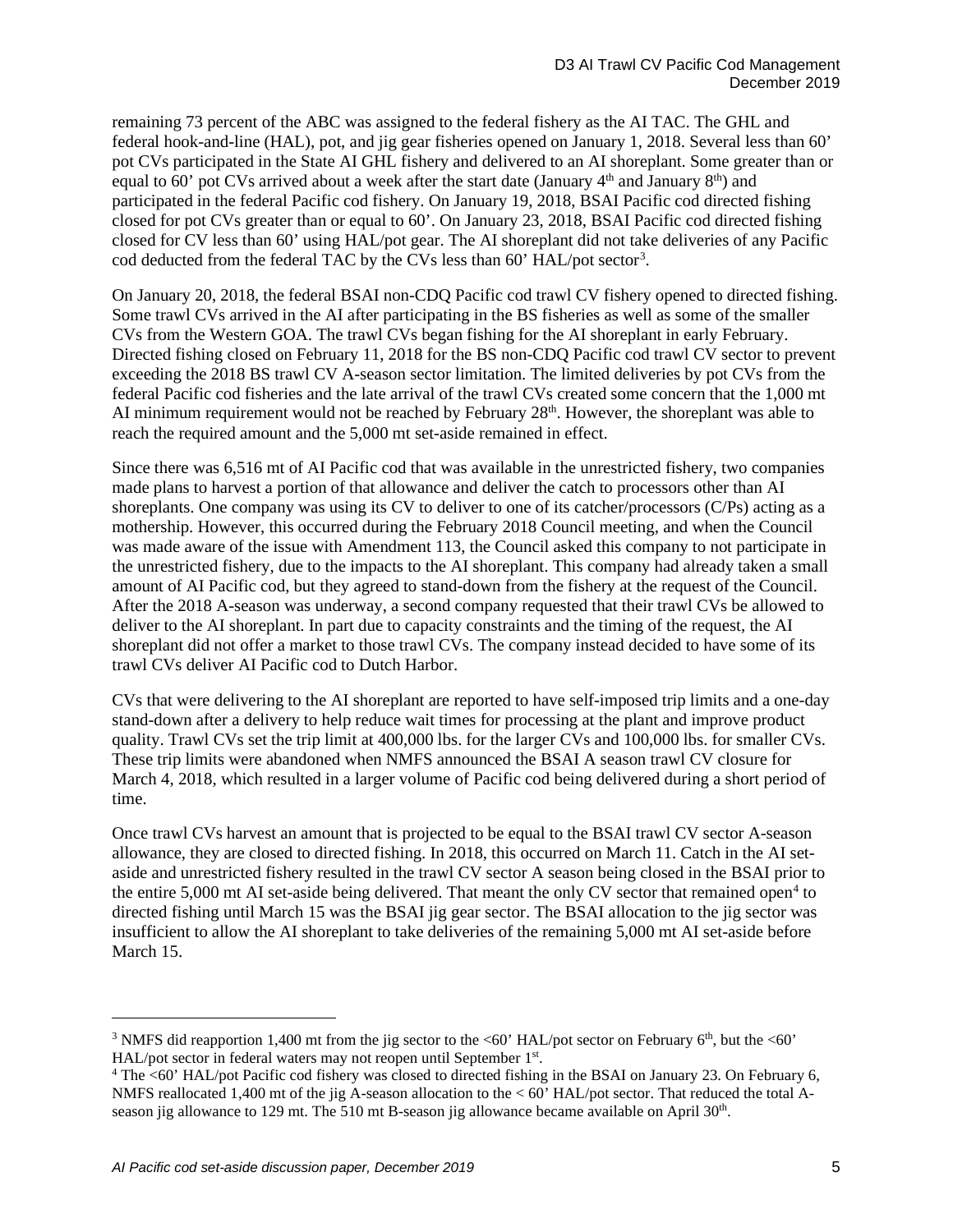remaining 73 percent of the ABC was assigned to the federal fishery as the AI TAC. The GHL and federal hook-and-line (HAL), pot, and jig gear fisheries opened on January 1, 2018. Several less than 60' pot CVs participated in the State AI GHL fishery and delivered to an AI shoreplant. Some greater than or equal to 60' pot CVs arrived about a week after the start date (January 4th and January 8th) and participated in the federal Pacific cod fishery. On January 19, 2018, BSAI Pacific cod directed fishing closed for pot CVs greater than or equal to 60'. On January 23, 2018, BSAI Pacific cod directed fishing closed for CV less than 60' using HAL/pot gear. The AI shoreplant did not take deliveries of any Pacific cod deducted from the federal TAC by the CVs less than 60' HAL/pot sector[3].

On January 20, 2018, the federal BSAI non-CDQ Pacific cod trawl CV fishery opened to directed fishing. Some trawl CVs arrived in the AI after participating in the BS fisheries as well as some of the smaller CVs from the Western GOA. The trawl CVs began fishing for the AI shoreplant in early February. Directed fishing closed on February 11, 2018 for the BS non-CDQ Pacific cod trawl CV sector to prevent exceeding the 2018 BS trawl CV A-season sector limitation. The limited deliveries by pot CVs from the federal Pacific cod fisheries and the late arrival of the trawl CVs created some concern that the 1,000 mt AI minimum requirement would not be reached by February 28th. However, the shoreplant was able to reach the required amount and the 5,000 mt set-aside remained in effect.

Since there was 6,516 mt of AI Pacific cod that was available in the unrestricted fishery, two companies made plans to harvest a portion of that allowance and deliver the catch to processors other than AI shoreplants. One company was using its CV to deliver to one of its catcher/processors (C/Ps) acting as a mothership. However, this occurred during the February 2018 Council meeting, and when the Council was made aware of the issue with Amendment 113, the Council asked this company to not participate in the unrestricted fishery, due to the impacts to the AI shoreplant. This company had already taken a small amount of AI Pacific cod, but they agreed to stand-down from the fishery at the request of the Council. After the 2018 A-season was underway, a second company requested that their trawl CVs be allowed to deliver to the AI shoreplant. In part due to capacity constraints and the timing of the request, the AI shoreplant did not offer a market to those trawl CVs. The company instead decided to have some of its trawl CVs deliver AI Pacific cod to Dutch Harbor.

CVs that were delivering to the AI shoreplant are reported to have self-imposed trip limits and a one-day stand-down after a delivery to help reduce wait times for processing at the plant and improve product quality. Trawl CVs set the trip limit at 400,000 lbs. for the larger CVs and 100,000 lbs. for smaller CVs. These trip limits were abandoned when NMFS announced the BSAI A season trawl CV closure for March 4, 2018, which resulted in a larger volume of Pacific cod being delivered during a short period of time.

Once trawl CVs harvest an amount that is projected to be equal to the BSAI trawl CV sector A-season allowance, they are closed to directed fishing. In 2018, this occurred on March 11. Catch in the AI set-aside and unrestricted fishery resulted in the trawl CV sector A season being closed in the BSAI prior to the entire 5,000 mt AI set-aside being delivered. That meant the only CV sector that remained open[4] to directed fishing until March 15 was the BSAI jig gear sector. The BSAI allocation to the jig sector was insufficient to allow the AI shoreplant to take deliveries of the remaining 5,000 mt AI set-aside before March 15.

---

[3] NMFS did reapportion 1,400 mt from the jig sector to the <60' HAL/pot sector on February 6th, but the <60' HAL/pot sector in federal waters may not reopen until September 1st.

[4] The <60' HAL/pot Pacific cod fishery was closed to directed fishing in the BSAI on January 23. On February 6, NMFS reallocated 1,400 mt of the jig A-season allocation to the < 60' HAL/pot sector. That reduced the total A-season jig allowance to 129 mt. The 510 mt B-season jig allowance became available on April 30th.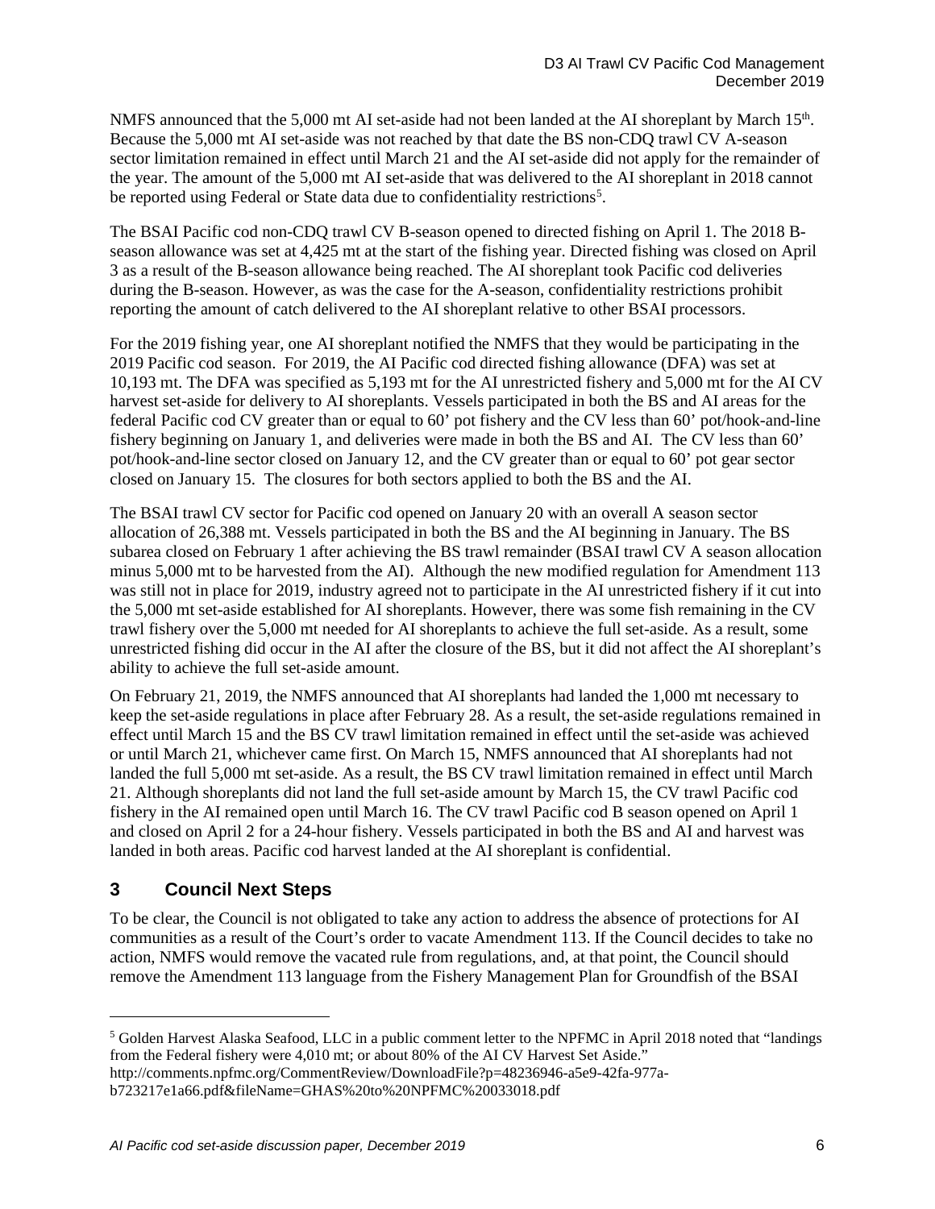NMFS announced that the 5,000 mt AI set-aside had not been landed at the AI shoreplant by March 15th. Because the 5,000 mt AI set-aside was not reached by that date the BS non-CDQ trawl CV A-season sector limitation remained in effect until March 21 and the AI set-aside did not apply for the remainder of the year. The amount of the 5,000 mt AI set-aside that was delivered to the AI shoreplant in 2018 cannot be reported using Federal or State data due to confidentiality restrictions[5].

The BSAI Pacific cod non-CDQ trawl CV B-season opened to directed fishing on April 1. The 2018 B-season allowance was set at 4,425 mt at the start of the fishing year. Directed fishing was closed on April 3 as a result of the B-season allowance being reached. The AI shoreplant took Pacific cod deliveries during the B-season. However, as was the case for the A-season, confidentiality restrictions prohibit reporting the amount of catch delivered to the AI shoreplant relative to other BSAI processors.

For the 2019 fishing year, one AI shoreplant notified the NMFS that they would be participating in the 2019 Pacific cod season. For 2019, the AI Pacific cod directed fishing allowance (DFA) was set at 10,193 mt. The DFA was specified as 5,193 mt for the AI unrestricted fishery and 5,000 mt for the AI CV harvest set-aside for delivery to AI shoreplants. Vessels participated in both the BS and AI areas for the federal Pacific cod CV greater than or equal to 60' pot fishery and the CV less than 60' pot/hook-and-line fishery beginning on January 1, and deliveries were made in both the BS and AI. The CV less than 60' pot/hook-and-line sector closed on January 12, and the CV greater than or equal to 60' pot gear sector closed on January 15. The closures for both sectors applied to both the BS and the AI.

The BSAI trawl CV sector for Pacific cod opened on January 20 with an overall A season sector allocation of 26,388 mt. Vessels participated in both the BS and the AI beginning in January. The BS subarea closed on February 1 after achieving the BS trawl remainder (BSAI trawl CV A season allocation minus 5,000 mt to be harvested from the AI). Although the new modified regulation for Amendment 113 was still not in place for 2019, industry agreed not to participate in the AI unrestricted fishery if it cut into the 5,000 mt set-aside established for AI shoreplants. However, there was some fish remaining in the CV trawl fishery over the 5,000 mt needed for AI shoreplants to achieve the full set-aside. As a result, some unrestricted fishing did occur in the AI after the closure of the BS, but it did not affect the AI shoreplant's ability to achieve the full set-aside amount.

On February 21, 2019, the NMFS announced that AI shoreplants had landed the 1,000 mt necessary to keep the set-aside regulations in place after February 28. As a result, the set-aside regulations remained in effect until March 15 and the BS CV trawl limitation remained in effect until the set-aside was achieved or until March 21, whichever came first. On March 15, NMFS announced that AI shoreplants had not landed the full 5,000 mt set-aside. As a result, the BS CV trawl limitation remained in effect until March 21. Although shoreplants did not land the full set-aside amount by March 15, the CV trawl Pacific cod fishery in the AI remained open until March 16. The CV trawl Pacific cod B season opened on April 1 and closed on April 2 for a 24-hour fishery. Vessels participated in both the BS and AI and harvest was landed in both areas. Pacific cod harvest landed at the AI shoreplant is confidential.

## 3 Council Next Steps

To be clear, the Council is not obligated to take any action to address the absence of protections for AI communities as a result of the Court's order to vacate Amendment 113. If the Council decides to take no action, NMFS would remove the vacated rule from regulations, and, at that point, the Council should remove the Amendment 113 language from the Fishery Management Plan for Groundfish of the BSAI

---

[5] Golden Harvest Alaska Seafood, LLC in a public comment letter to the NPFMC in April 2018 noted that "landings from the Federal fishery were 4,010 mt; or about 80% of the AI CV Harvest Set Aside." http://comments.npfmc.org/CommentReview/DownloadFile?p=48236946-a5e9-42fa-977a-b723217e1a66.pdf&fileName=GHAS%20to%20NPFMC%20033018.pdf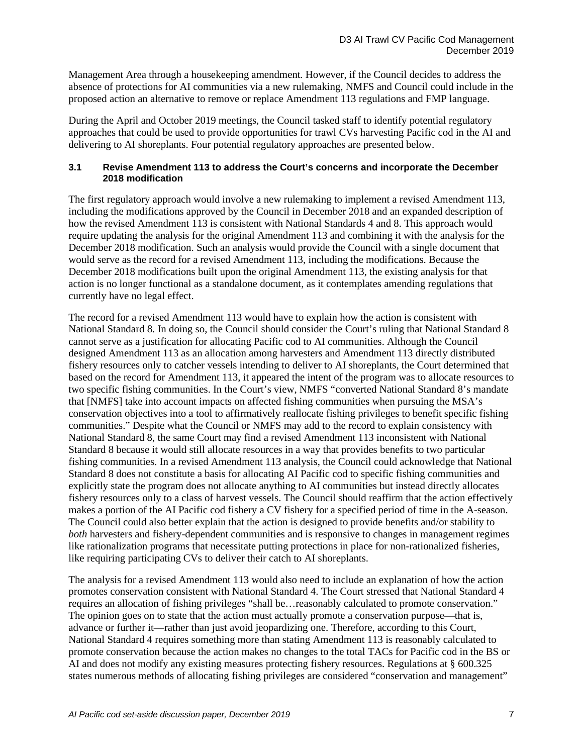Management Area through a housekeeping amendment. However, if the Council decides to address the absence of protections for AI communities via a new rulemaking, NMFS and Council could include in the proposed action an alternative to remove or replace Amendment 113 regulations and FMP language.

During the April and October 2019 meetings, the Council tasked staff to identify potential regulatory approaches that could be used to provide opportunities for trawl CVs harvesting Pacific cod in the AI and delivering to AI shoreplants. Four potential regulatory approaches are presented below.

### 3.1 Revise Amendment 113 to address the Court's concerns and incorporate the December 2018 modification

The first regulatory approach would involve a new rulemaking to implement a revised Amendment 113, including the modifications approved by the Council in December 2018 and an expanded description of how the revised Amendment 113 is consistent with National Standards 4 and 8. This approach would require updating the analysis for the original Amendment 113 and combining it with the analysis for the December 2018 modification. Such an analysis would provide the Council with a single document that would serve as the record for a revised Amendment 113, including the modifications. Because the December 2018 modifications built upon the original Amendment 113, the existing analysis for that action is no longer functional as a standalone document, as it contemplates amending regulations that currently have no legal effect.

The record for a revised Amendment 113 would have to explain how the action is consistent with National Standard 8. In doing so, the Council should consider the Court's ruling that National Standard 8 cannot serve as a justification for allocating Pacific cod to AI communities. Although the Council designed Amendment 113 as an allocation among harvesters and Amendment 113 directly distributed fishery resources only to catcher vessels intending to deliver to AI shoreplants, the Court determined that based on the record for Amendment 113, it appeared the intent of the program was to allocate resources to two specific fishing communities. In the Court's view, NMFS "converted National Standard 8's mandate that [NMFS] take into account impacts on affected fishing communities when pursuing the MSA's conservation objectives into a tool to affirmatively reallocate fishing privileges to benefit specific fishing communities." Despite what the Council or NMFS may add to the record to explain consistency with National Standard 8, the same Court may find a revised Amendment 113 inconsistent with National Standard 8 because it would still allocate resources in a way that provides benefits to two particular fishing communities. In a revised Amendment 113 analysis, the Council could acknowledge that National Standard 8 does not constitute a basis for allocating AI Pacific cod to specific fishing communities and explicitly state the program does not allocate anything to AI communities but instead directly allocates fishery resources only to a class of harvest vessels. The Council should reaffirm that the action effectively makes a portion of the AI Pacific cod fishery a CV fishery for a specified period of time in the A-season. The Council could also better explain that the action is designed to provide benefits and/or stability to *both* harvesters and fishery-dependent communities and is responsive to changes in management regimes like rationalization programs that necessitate putting protections in place for non-rationalized fisheries, like requiring participating CVs to deliver their catch to AI shoreplants.

The analysis for a revised Amendment 113 would also need to include an explanation of how the action promotes conservation consistent with National Standard 4. The Court stressed that National Standard 4 requires an allocation of fishing privileges "shall be…reasonably calculated to promote conservation." The opinion goes on to state that the action must actually promote a conservation purpose—that is, advance or further it—rather than just avoid jeopardizing one. Therefore, according to this Court, National Standard 4 requires something more than stating Amendment 113 is reasonably calculated to promote conservation because the action makes no changes to the total TACs for Pacific cod in the BS or AI and does not modify any existing measures protecting fishery resources. Regulations at § 600.325 states numerous methods of allocating fishing privileges are considered "conservation and management"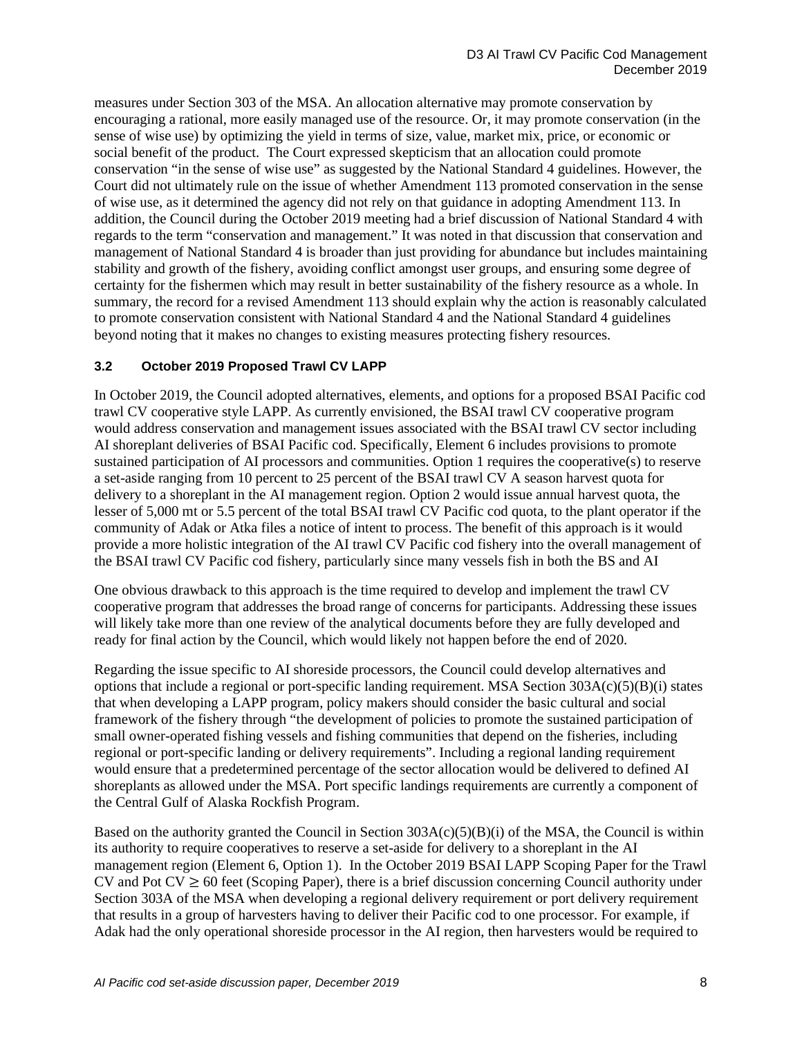measures under Section 303 of the MSA. An allocation alternative may promote conservation by encouraging a rational, more easily managed use of the resource. Or, it may promote conservation (in the sense of wise use) by optimizing the yield in terms of size, value, market mix, price, or economic or social benefit of the product. The Court expressed skepticism that an allocation could promote conservation "in the sense of wise use" as suggested by the National Standard 4 guidelines. However, the Court did not ultimately rule on the issue of whether Amendment 113 promoted conservation in the sense of wise use, as it determined the agency did not rely on that guidance in adopting Amendment 113. In addition, the Council during the October 2019 meeting had a brief discussion of National Standard 4 with regards to the term "conservation and management." It was noted in that discussion that conservation and management of National Standard 4 is broader than just providing for abundance but includes maintaining stability and growth of the fishery, avoiding conflict amongst user groups, and ensuring some degree of certainty for the fishermen which may result in better sustainability of the fishery resource as a whole. In summary, the record for a revised Amendment 113 should explain why the action is reasonably calculated to promote conservation consistent with National Standard 4 and the National Standard 4 guidelines beyond noting that it makes no changes to existing measures protecting fishery resources.

### 3.2 October 2019 Proposed Trawl CV LAPP

In October 2019, the Council adopted alternatives, elements, and options for a proposed BSAI Pacific cod trawl CV cooperative style LAPP. As currently envisioned, the BSAI trawl CV cooperative program would address conservation and management issues associated with the BSAI trawl CV sector including AI shoreplant deliveries of BSAI Pacific cod. Specifically, Element 6 includes provisions to promote sustained participation of AI processors and communities. Option 1 requires the cooperative(s) to reserve a set-aside ranging from 10 percent to 25 percent of the BSAI trawl CV A season harvest quota for delivery to a shoreplant in the AI management region. Option 2 would issue annual harvest quota, the lesser of 5,000 mt or 5.5 percent of the total BSAI trawl CV Pacific cod quota, to the plant operator if the community of Adak or Atka files a notice of intent to process. The benefit of this approach is it would provide a more holistic integration of the AI trawl CV Pacific cod fishery into the overall management of the BSAI trawl CV Pacific cod fishery, particularly since many vessels fish in both the BS and AI

One obvious drawback to this approach is the time required to develop and implement the trawl CV cooperative program that addresses the broad range of concerns for participants. Addressing these issues will likely take more than one review of the analytical documents before they are fully developed and ready for final action by the Council, which would likely not happen before the end of 2020.

Regarding the issue specific to AI shoreside processors, the Council could develop alternatives and options that include a regional or port-specific landing requirement. MSA Section 303A(c)(5)(B)(i) states that when developing a LAPP program, policy makers should consider the basic cultural and social framework of the fishery through "the development of policies to promote the sustained participation of small owner-operated fishing vessels and fishing communities that depend on the fisheries, including regional or port-specific landing or delivery requirements". Including a regional landing requirement would ensure that a predetermined percentage of the sector allocation would be delivered to defined AI shoreplants as allowed under the MSA. Port specific landings requirements are currently a component of the Central Gulf of Alaska Rockfish Program.

Based on the authority granted the Council in Section 303A(c)(5)(B)(i) of the MSA, the Council is within its authority to require cooperatives to reserve a set-aside for delivery to a shoreplant in the AI management region (Element 6, Option 1). In the October 2019 BSAI LAPP Scoping Paper for the Trawl CV and Pot CV ≥ 60 feet (Scoping Paper), there is a brief discussion concerning Council authority under Section 303A of the MSA when developing a regional delivery requirement or port delivery requirement that results in a group of harvesters having to deliver their Pacific cod to one processor. For example, if Adak had the only operational shoreside processor in the AI region, then harvesters would be required to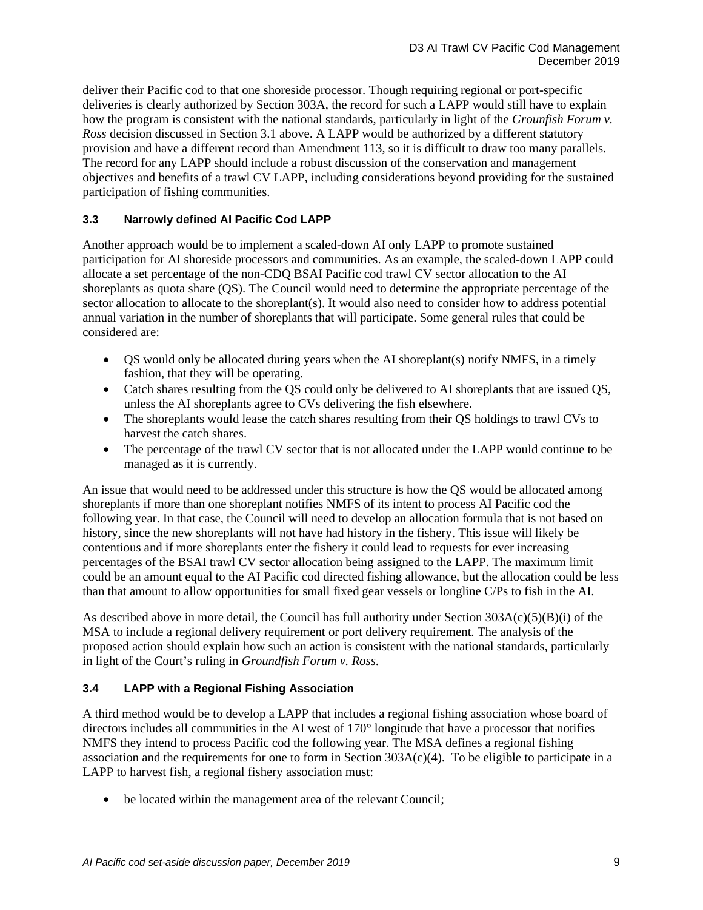deliver their Pacific cod to that one shoreside processor. Though requiring regional or port-specific deliveries is clearly authorized by Section 303A, the record for such a LAPP would still have to explain how the program is consistent with the national standards, particularly in light of the *Grounfish Forum v. Ross* decision discussed in Section 3.1 above. A LAPP would be authorized by a different statutory provision and have a different record than Amendment 113, so it is difficult to draw too many parallels. The record for any LAPP should include a robust discussion of the conservation and management objectives and benefits of a trawl CV LAPP, including considerations beyond providing for the sustained participation of fishing communities.

### 3.3 Narrowly defined AI Pacific Cod LAPP

Another approach would be to implement a scaled-down AI only LAPP to promote sustained participation for AI shoreside processors and communities. As an example, the scaled-down LAPP could allocate a set percentage of the non-CDQ BSAI Pacific cod trawl CV sector allocation to the AI shoreplants as quota share (QS). The Council would need to determine the appropriate percentage of the sector allocation to allocate to the shoreplant(s). It would also need to consider how to address potential annual variation in the number of shoreplants that will participate. Some general rules that could be considered are:

- QS would only be allocated during years when the AI shoreplant(s) notify NMFS, in a timely fashion, that they will be operating.
- Catch shares resulting from the QS could only be delivered to AI shoreplants that are issued QS, unless the AI shoreplants agree to CVs delivering the fish elsewhere.
- The shoreplants would lease the catch shares resulting from their QS holdings to trawl CVs to harvest the catch shares.
- The percentage of the trawl CV sector that is not allocated under the LAPP would continue to be managed as it is currently.

An issue that would need to be addressed under this structure is how the QS would be allocated among shoreplants if more than one shoreplant notifies NMFS of its intent to process AI Pacific cod the following year. In that case, the Council will need to develop an allocation formula that is not based on history, since the new shoreplants will not have had history in the fishery. This issue will likely be contentious and if more shoreplants enter the fishery it could lead to requests for ever increasing percentages of the BSAI trawl CV sector allocation being assigned to the LAPP. The maximum limit could be an amount equal to the AI Pacific cod directed fishing allowance, but the allocation could be less than that amount to allow opportunities for small fixed gear vessels or longline C/Ps to fish in the AI.

As described above in more detail, the Council has full authority under Section 303A(c)(5)(B)(i) of the MSA to include a regional delivery requirement or port delivery requirement. The analysis of the proposed action should explain how such an action is consistent with the national standards, particularly in light of the Court's ruling in *Groundfish Forum v. Ross*.

### 3.4 LAPP with a Regional Fishing Association

A third method would be to develop a LAPP that includes a regional fishing association whose board of directors includes all communities in the AI west of 170° longitude that have a processor that notifies NMFS they intend to process Pacific cod the following year. The MSA defines a regional fishing association and the requirements for one to form in Section 303A(c)(4). To be eligible to participate in a LAPP to harvest fish, a regional fishery association must:

- be located within the management area of the relevant Council;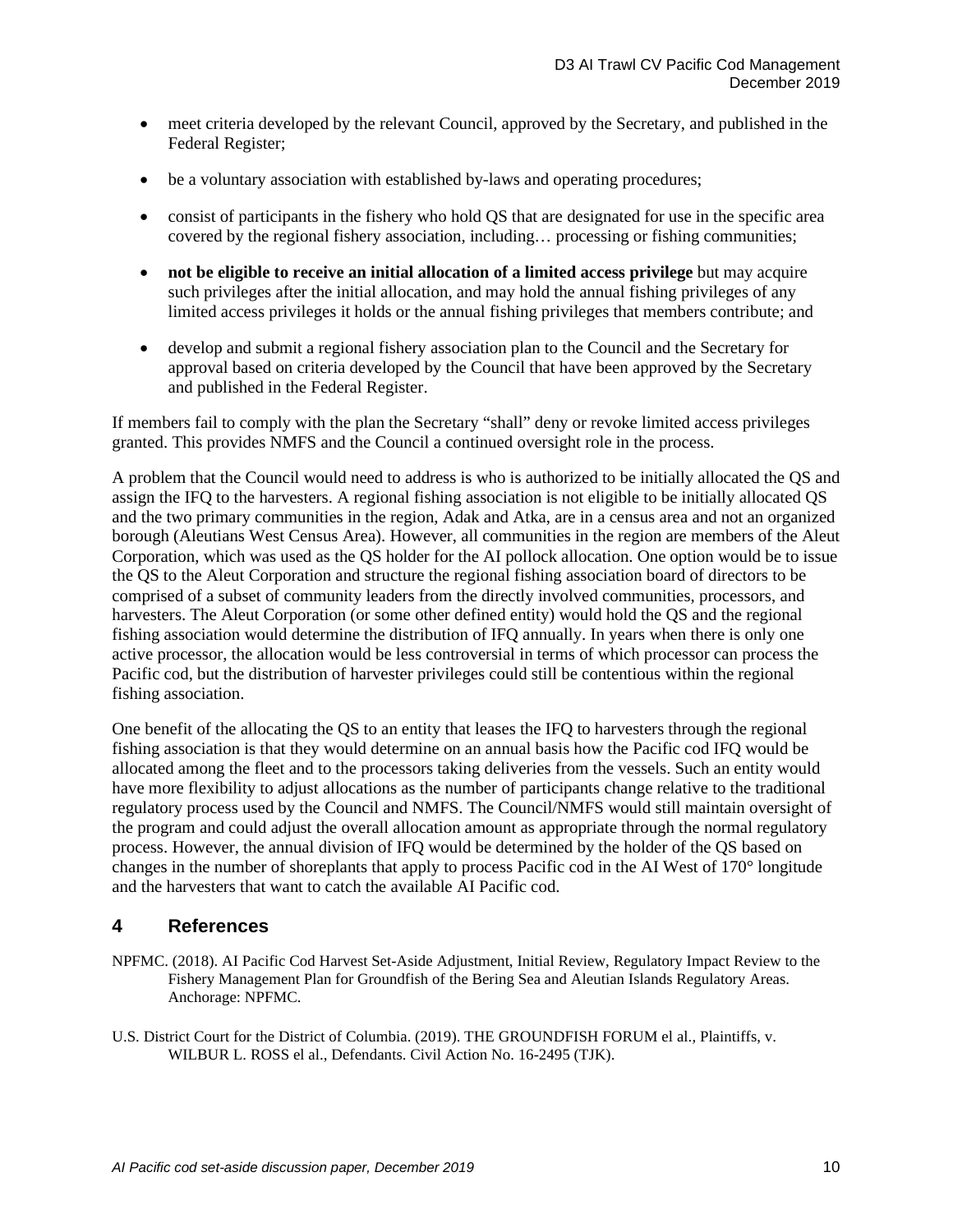- meet criteria developed by the relevant Council, approved by the Secretary, and published in the Federal Register;
- be a voluntary association with established by-laws and operating procedures;
- consist of participants in the fishery who hold QS that are designated for use in the specific area covered by the regional fishery association, including… processing or fishing communities;
- **not be eligible to receive an initial allocation of a limited access privilege** but may acquire such privileges after the initial allocation, and may hold the annual fishing privileges of any limited access privileges it holds or the annual fishing privileges that members contribute; and
- develop and submit a regional fishery association plan to the Council and the Secretary for approval based on criteria developed by the Council that have been approved by the Secretary and published in the Federal Register.

If members fail to comply with the plan the Secretary "shall" deny or revoke limited access privileges granted. This provides NMFS and the Council a continued oversight role in the process.

A problem that the Council would need to address is who is authorized to be initially allocated the QS and assign the IFQ to the harvesters. A regional fishing association is not eligible to be initially allocated QS and the two primary communities in the region, Adak and Atka, are in a census area and not an organized borough (Aleutians West Census Area). However, all communities in the region are members of the Aleut Corporation, which was used as the QS holder for the AI pollock allocation. One option would be to issue the QS to the Aleut Corporation and structure the regional fishing association board of directors to be comprised of a subset of community leaders from the directly involved communities, processors, and harvesters. The Aleut Corporation (or some other defined entity) would hold the QS and the regional fishing association would determine the distribution of IFQ annually. In years when there is only one active processor, the allocation would be less controversial in terms of which processor can process the Pacific cod, but the distribution of harvester privileges could still be contentious within the regional fishing association.

One benefit of the allocating the QS to an entity that leases the IFQ to harvesters through the regional fishing association is that they would determine on an annual basis how the Pacific cod IFQ would be allocated among the fleet and to the processors taking deliveries from the vessels. Such an entity would have more flexibility to adjust allocations as the number of participants change relative to the traditional regulatory process used by the Council and NMFS. The Council/NMFS would still maintain oversight of the program and could adjust the overall allocation amount as appropriate through the normal regulatory process. However, the annual division of IFQ would be determined by the holder of the QS based on changes in the number of shoreplants that apply to process Pacific cod in the AI West of 170° longitude and the harvesters that want to catch the available AI Pacific cod.

# 4 References

NPFMC. (2018). AI Pacific Cod Harvest Set-Aside Adjustment, Initial Review, Regulatory Impact Review to the Fishery Management Plan for Groundfish of the Bering Sea and Aleutian Islands Regulatory Areas. Anchorage: NPFMC.

U.S. District Court for the District of Columbia. (2019). THE GROUNDFISH FORUM el al., Plaintiffs, v. WILBUR L. ROSS el al., Defendants. Civil Action No. 16-2495 (TJK).